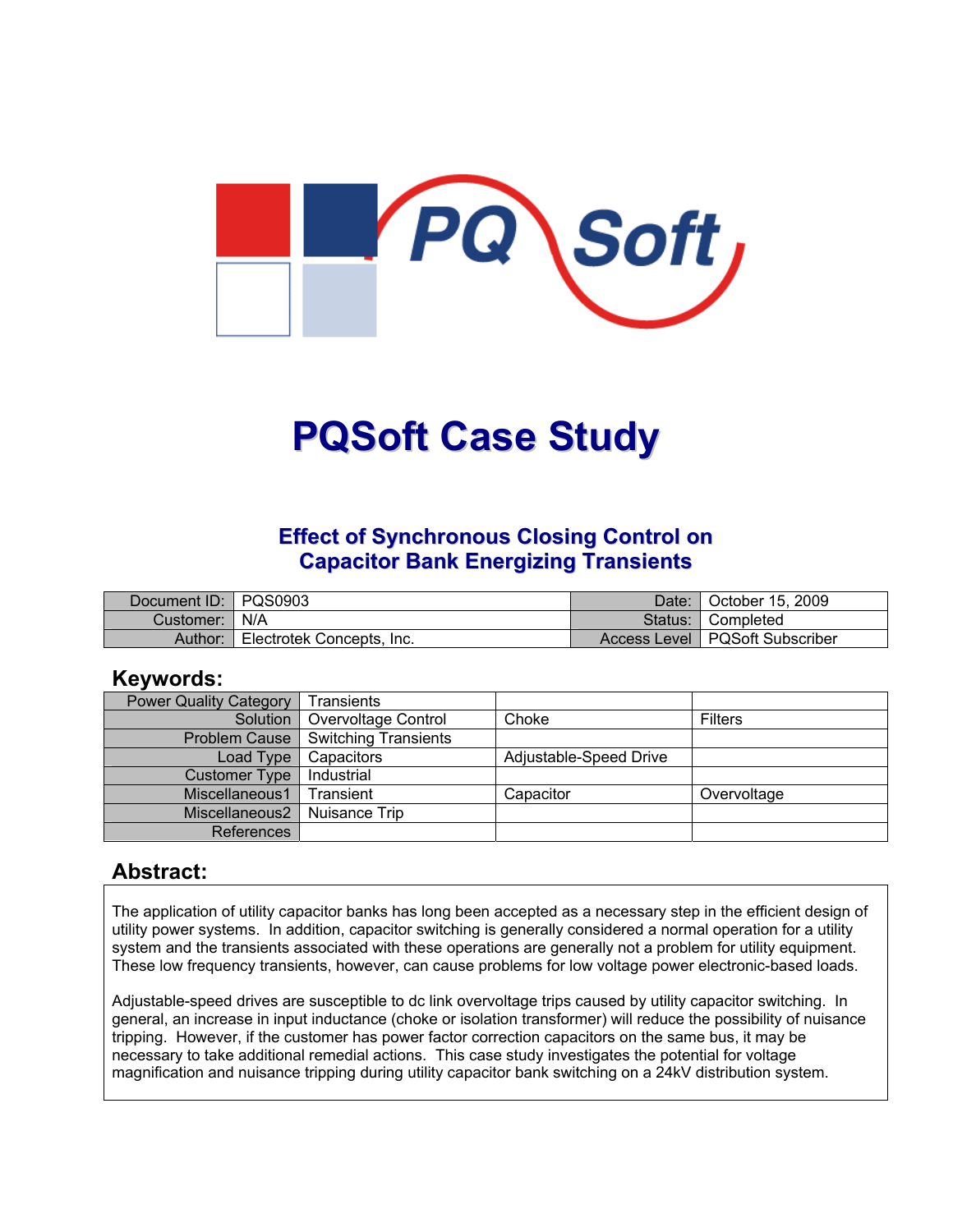# PQSoft Case Study

## Effect of Synchronous Closing Control on Capacitor Bank Energizing Transients

| Document ID: | PQS0903 | Date: | October 15, 2009 |
|---|---|---|---|
| Customer: | N/A | Status: | Completed |
| Author: | Electrotek Concepts, Inc. | Access Level | PQSoft Subscriber |

## Keywords:

| Power Quality Category | Transients | | |
|---|---|---|---|
| Solution | Overvoltage Control | Choke | Filters |
| Problem Cause | Switching Transients | | |
| Load Type | Capacitors | Adjustable-Speed Drive | |
| Customer Type | Industrial | | |
| Miscellaneous1 | Transient | Capacitor | Overvoltage |
| Miscellaneous2 | Nuisance Trip | | |
| References | | | |

## Abstract:

The application of utility capacitor banks has long been accepted as a necessary step in the efficient design of utility power systems. In addition, capacitor switching is generally considered a normal operation for a utility system and the transients associated with these operations are generally not a problem for utility equipment. These low frequency transients, however, can cause problems for low voltage power electronic-based loads.

Adjustable-speed drives are susceptible to dc link overvoltage trips caused by utility capacitor switching. In general, an increase in input inductance (choke or isolation transformer) will reduce the possibility of nuisance tripping. However, if the customer has power factor correction capacitors on the same bus, it may be necessary to take additional remedial actions. This case study investigates the potential for voltage magnification and nuisance tripping during utility capacitor bank switching on a 24kV distribution system.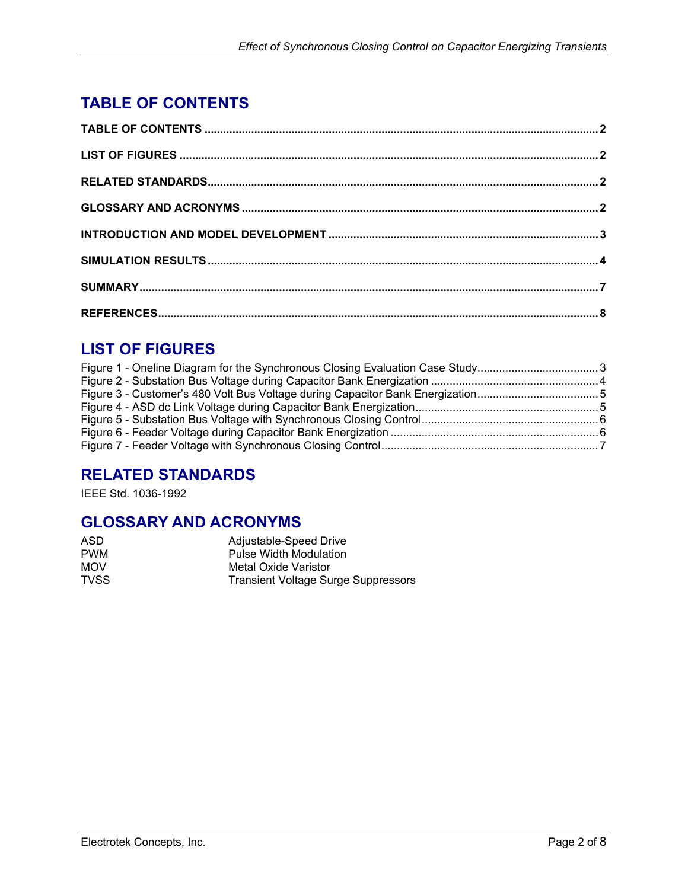# TABLE OF CONTENTS

**TABLE OF CONTENTS** ........................................ **2**

**LIST OF FIGURES** ........................................ **2**

**RELATED STANDARDS** ........................................ **2**

**GLOSSARY AND ACRONYMS** ........................................ **2**

**INTRODUCTION AND MODEL DEVELOPMENT** ........................................ **3**

**SIMULATION RESULTS** ........................................ **4**

**SUMMARY** ........................................ **7**

**REFERENCES** ........................................ **8**

# LIST OF FIGURES

Figure 1 - Oneline Diagram for the Synchronous Closing Evaluation Case Study ........................................ 3
Figure 2 - Substation Bus Voltage during Capacitor Bank Energization ........................................ 4
Figure 3 - Customer's 480 Volt Bus Voltage during Capacitor Bank Energization ........................................ 5
Figure 4 - ASD dc Link Voltage during Capacitor Bank Energization ........................................ 5
Figure 5 - Substation Bus Voltage with Synchronous Closing Control ........................................ 6
Figure 6 - Feeder Voltage during Capacitor Bank Energization ........................................ 6
Figure 7 - Feeder Voltage with Synchronous Closing Control ........................................ 7

# RELATED STANDARDS

IEEE Std. 1036-1992

# GLOSSARY AND ACRONYMS

| | |
|---|---|
| ASD | Adjustable-Speed Drive |
| PWM | Pulse Width Modulation |
| MOV | Metal Oxide Varistor |
| TVSS | Transient Voltage Surge Suppressors |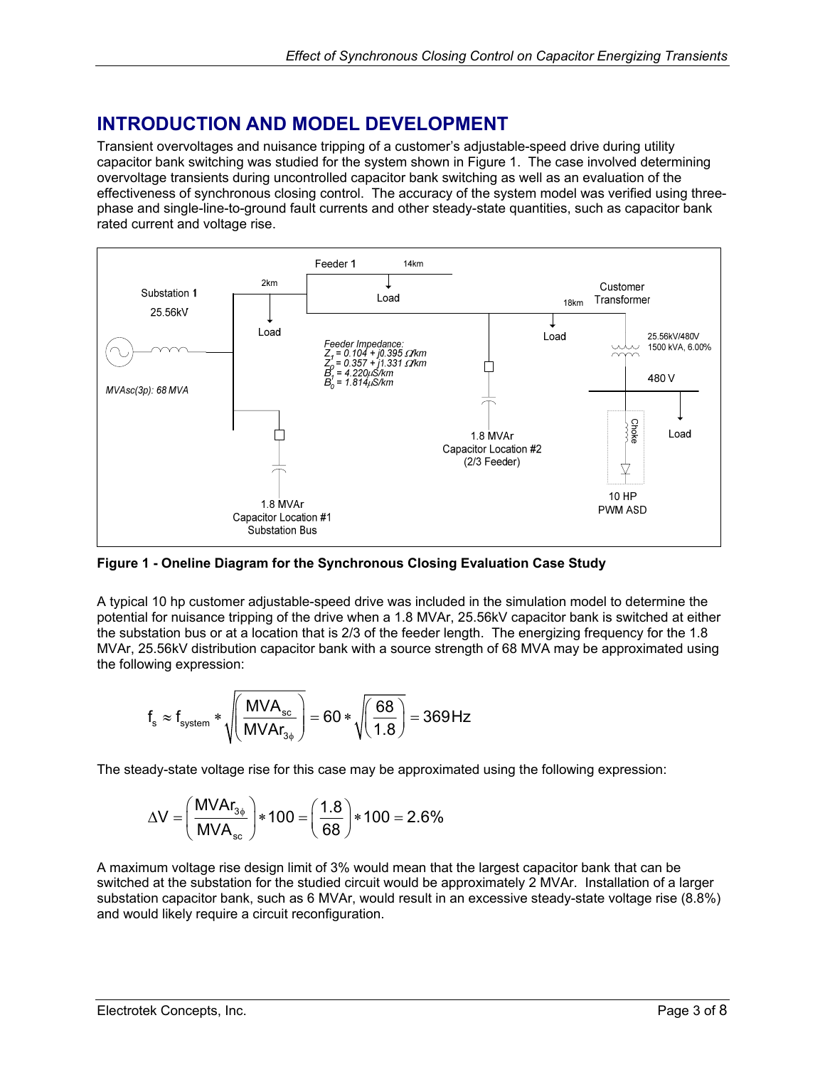## INTRODUCTION AND MODEL DEVELOPMENT

Transient overvoltages and nuisance tripping of a customer's adjustable-speed drive during utility capacitor bank switching was studied for the system shown in Figure 1. The case involved determining overvoltage transients during uncontrolled capacitor bank switching as well as an evaluation of the effectiveness of synchronous closing control. The accuracy of the system model was verified using three-phase and single-line-to-ground fault currents and other steady-state quantities, such as capacitor bank rated current and voltage rise.

**Figure 1 - Oneline Diagram for the Synchronous Closing Evaluation Case Study**

A typical 10 hp customer adjustable-speed drive was included in the simulation model to determine the potential for nuisance tripping of the drive when a 1.8 MVAr, 25.56kV capacitor bank is switched at either the substation bus or at a location that is 2/3 of the feeder length. The energizing frequency for the 1.8 MVAr, 25.56kV distribution capacitor bank with a source strength of 68 MVA may be approximated using the following expression:

$$f_s \approx f_{system} * \sqrt{\left(\frac{MVA_{sc}}{MVAr_{3\phi}}\right)} = 60 * \sqrt{\left(\frac{68}{1.8}\right)} = 369\,\text{Hz}$$

The steady-state voltage rise for this case may be approximated using the following expression:

$$\Delta V = \left(\frac{MVAr_{3\phi}}{MVA_{sc}}\right) * 100 = \left(\frac{1.8}{68}\right) * 100 = 2.6\%$$

A maximum voltage rise design limit of 3% would mean that the largest capacitor bank that can be switched at the substation for the studied circuit would be approximately 2 MVAr. Installation of a larger substation capacitor bank, such as 6 MVAr, would result in an excessive steady-state voltage rise (8.8%) and would likely require a circuit reconfiguration.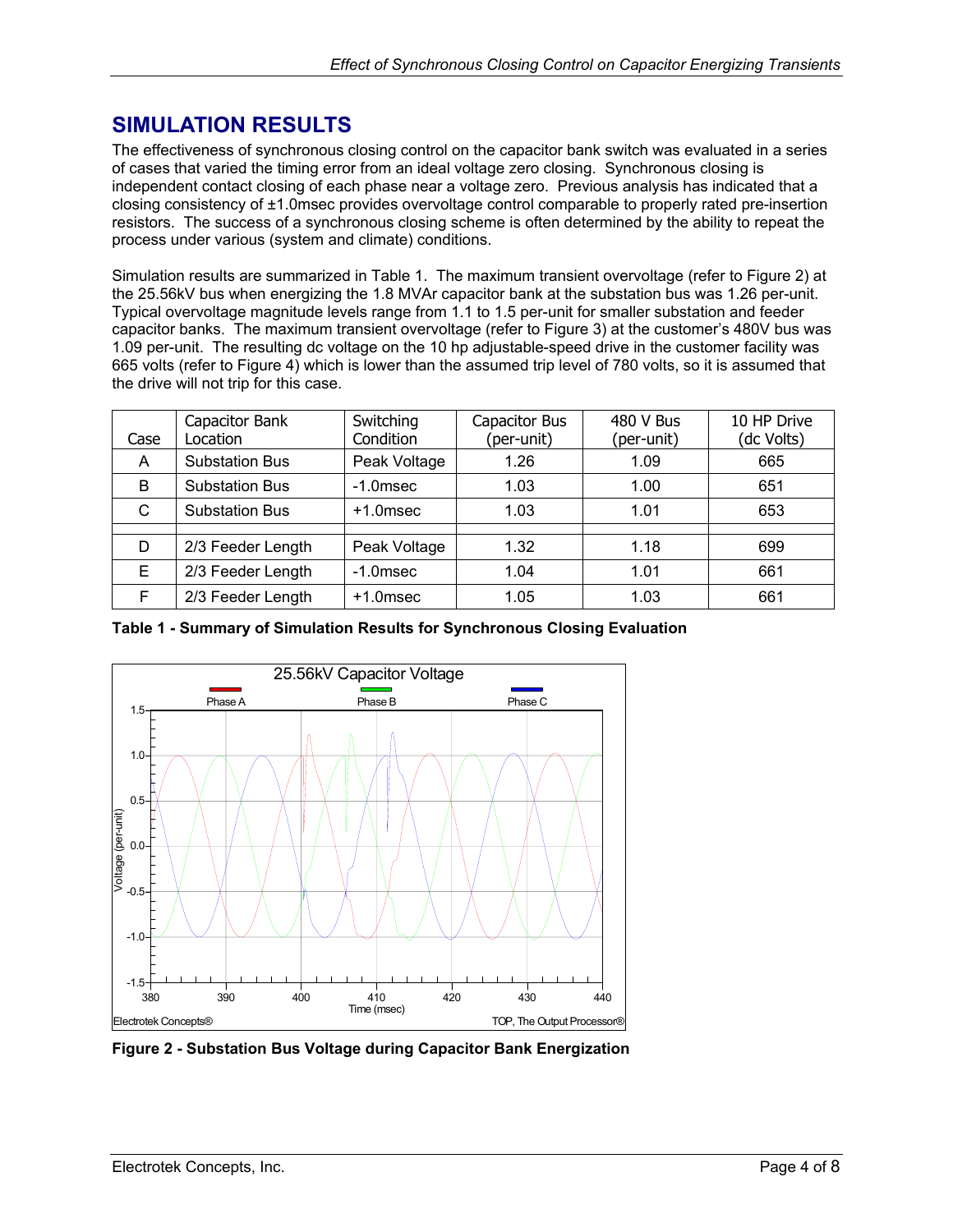## SIMULATION RESULTS

The effectiveness of synchronous closing control on the capacitor bank switch was evaluated in a series of cases that varied the timing error from an ideal voltage zero closing. Synchronous closing is independent contact closing of each phase near a voltage zero. Previous analysis has indicated that a closing consistency of ±1.0msec provides overvoltage control comparable to properly rated pre-insertion resistors. The success of a synchronous closing scheme is often determined by the ability to repeat the process under various (system and climate) conditions.

Simulation results are summarized in Table 1. The maximum transient overvoltage (refer to Figure 2) at the 25.56kV bus when energizing the 1.8 MVAr capacitor bank at the substation bus was 1.26 per-unit. Typical overvoltage magnitude levels range from 1.1 to 1.5 per-unit for smaller substation and feeder capacitor banks. The maximum transient overvoltage (refer to Figure 3) at the customer's 480V bus was 1.09 per-unit. The resulting dc voltage on the 10 hp adjustable-speed drive in the customer facility was 665 volts (refer to Figure 4) which is lower than the assumed trip level of 780 volts, so it is assumed that the drive will not trip for this case.

| Case | Capacitor Bank Location | Switching Condition | Capacitor Bus (per-unit) | 480 V Bus (per-unit) | 10 HP Drive (dc Volts) |
|---|---|---|---|---|---|
| A | Substation Bus | Peak Voltage | 1.26 | 1.09 | 665 |
| B | Substation Bus | -1.0msec | 1.03 | 1.00 | 651 |
| C | Substation Bus | +1.0msec | 1.03 | 1.01 | 653 |
| | | | | | |
| D | 2/3 Feeder Length | Peak Voltage | 1.32 | 1.18 | 699 |
| E | 2/3 Feeder Length | -1.0msec | 1.04 | 1.01 | 661 |
| F | 2/3 Feeder Length | +1.0msec | 1.05 | 1.03 | 661 |

**Table 1 - Summary of Simulation Results for Synchronous Closing Evaluation**

**Figure 2 - Substation Bus Voltage during Capacitor Bank Energization**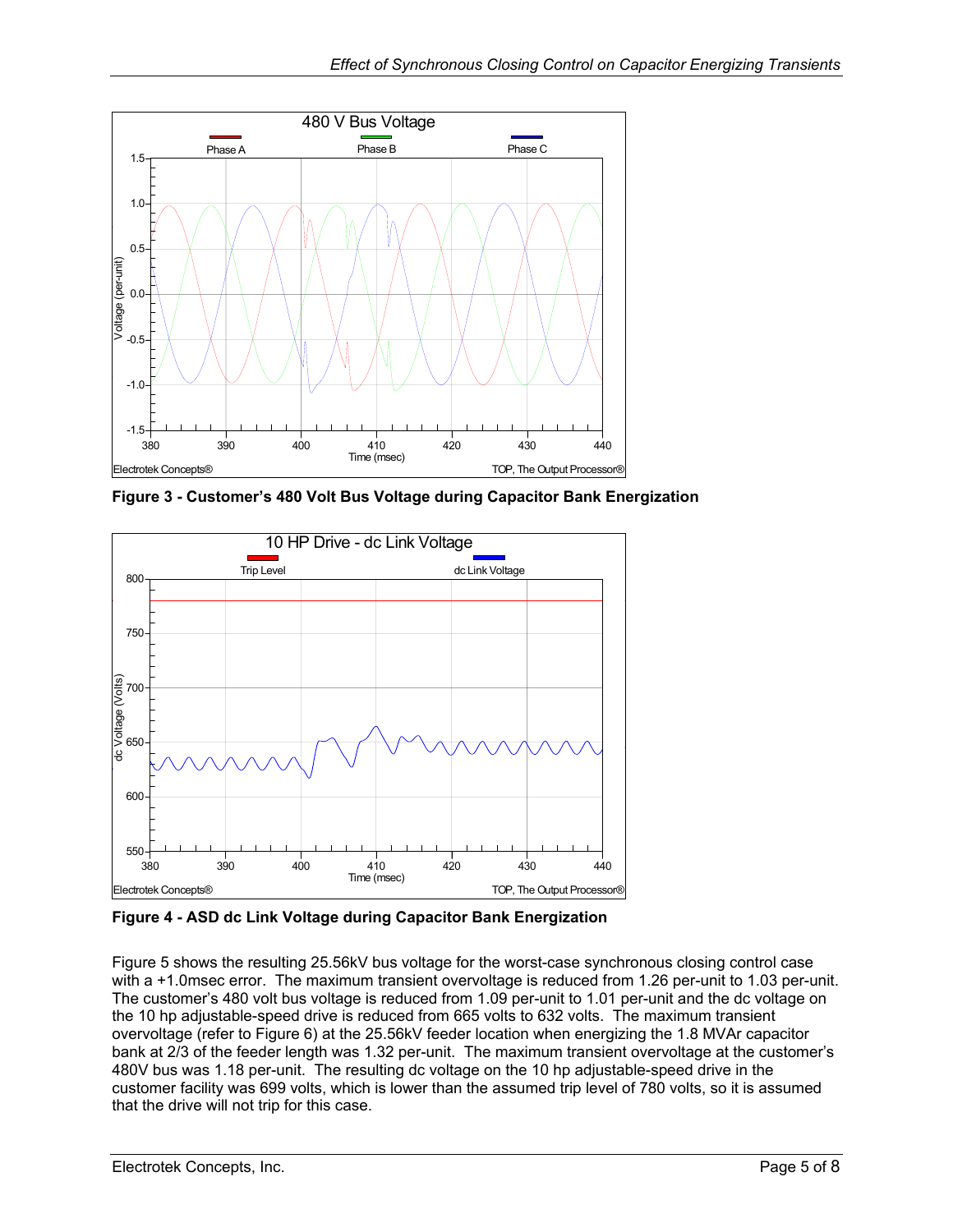**Figure 3 - Customer's 480 Volt Bus Voltage during Capacitor Bank Energization**

**Figure 4 - ASD dc Link Voltage during Capacitor Bank Energization**

Figure 5 shows the resulting 25.56kV bus voltage for the worst-case synchronous closing control case with a +1.0msec error. The maximum transient overvoltage is reduced from 1.26 per-unit to 1.03 per-unit. The customer's 480 volt bus voltage is reduced from 1.09 per-unit to 1.01 per-unit and the dc voltage on the 10 hp adjustable-speed drive is reduced from 665 volts to 632 volts. The maximum transient overvoltage (refer to Figure 6) at the 25.56kV feeder location when energizing the 1.8 MVAr capacitor bank at 2/3 of the feeder length was 1.32 per-unit. The maximum transient overvoltage at the customer's 480V bus was 1.18 per-unit. The resulting dc voltage on the 10 hp adjustable-speed drive in the customer facility was 699 volts, which is lower than the assumed trip level of 780 volts, so it is assumed that the drive will not trip for this case.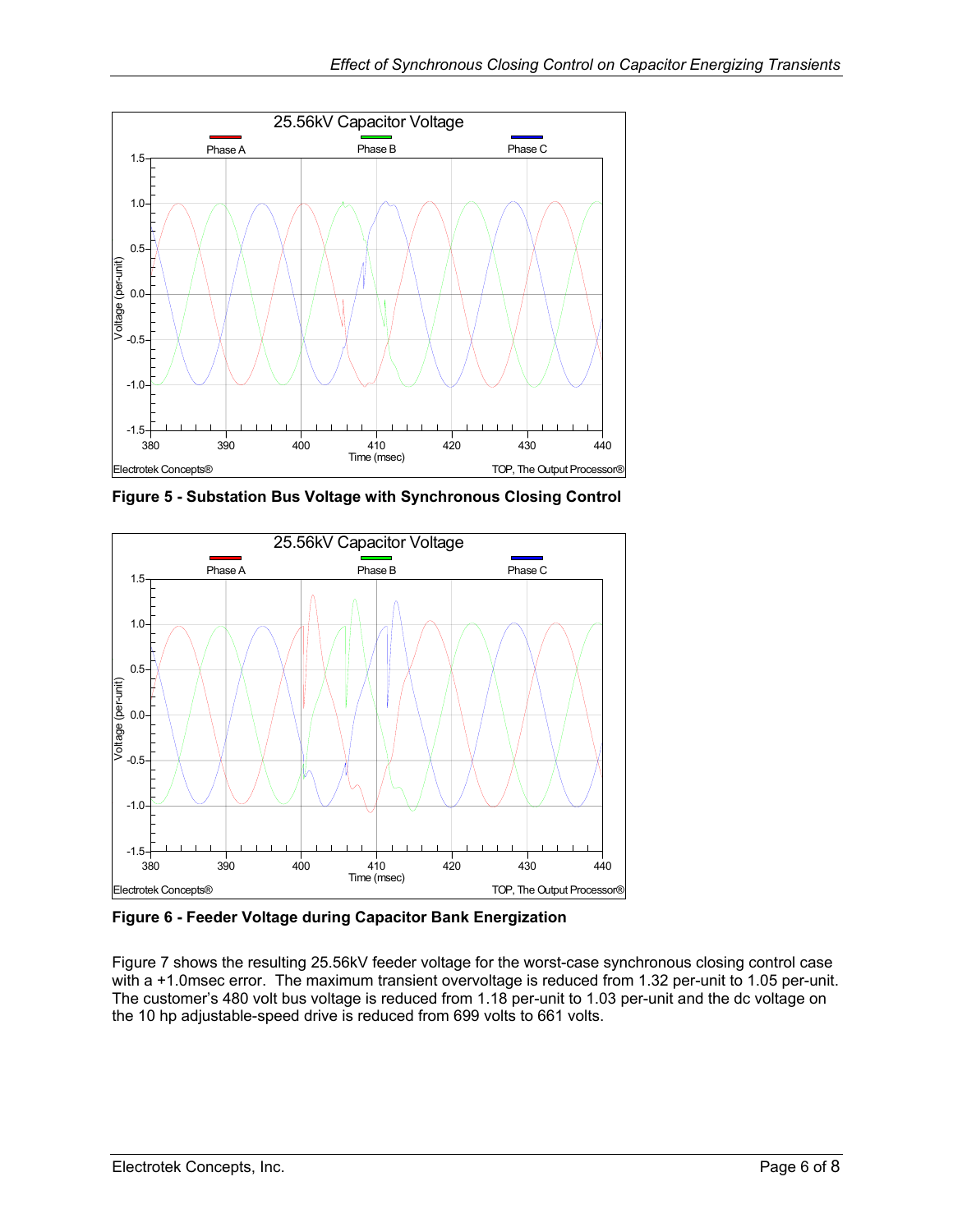**Figure 5 - Substation Bus Voltage with Synchronous Closing Control**

**Figure 6 - Feeder Voltage during Capacitor Bank Energization**

Figure 7 shows the resulting 25.56kV feeder voltage for the worst-case synchronous closing control case with a +1.0msec error. The maximum transient overvoltage is reduced from 1.32 per-unit to 1.05 per-unit. The customer's 480 volt bus voltage is reduced from 1.18 per-unit to 1.03 per-unit and the dc voltage on the 10 hp adjustable-speed drive is reduced from 699 volts to 661 volts.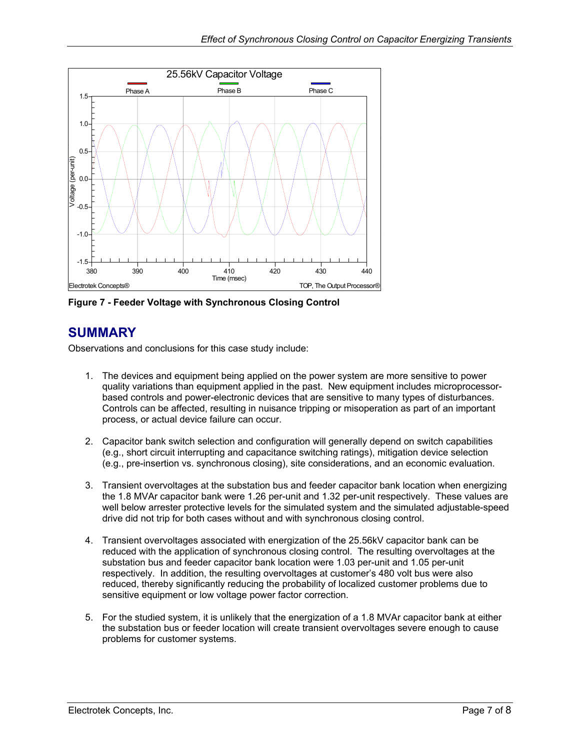Figure 7 - Feeder Voltage with Synchronous Closing Control

## SUMMARY

Observations and conclusions for this case study include:

1. The devices and equipment being applied on the power system are more sensitive to power quality variations than equipment applied in the past. New equipment includes microprocessor-based controls and power-electronic devices that are sensitive to many types of disturbances. Controls can be affected, resulting in nuisance tripping or misoperation as part of an important process, or actual device failure can occur.

2. Capacitor bank switch selection and configuration will generally depend on switch capabilities (e.g., short circuit interrupting and capacitance switching ratings), mitigation device selection (e.g., pre-insertion vs. synchronous closing), site considerations, and an economic evaluation.

3. Transient overvoltages at the substation bus and feeder capacitor bank location when energizing the 1.8 MVAr capacitor bank were 1.26 per-unit and 1.32 per-unit respectively. These values are well below arrester protective levels for the simulated system and the simulated adjustable-speed drive did not trip for both cases without and with synchronous closing control.

4. Transient overvoltages associated with energization of the 25.56kV capacitor bank can be reduced with the application of synchronous closing control. The resulting overvoltages at the substation bus and feeder capacitor bank location were 1.03 per-unit and 1.05 per-unit respectively. In addition, the resulting overvoltages at customer's 480 volt bus were also reduced, thereby significantly reducing the probability of localized customer problems due to sensitive equipment or low voltage power factor correction.

5. For the studied system, it is unlikely that the energization of a 1.8 MVAr capacitor bank at either the substation bus or feeder location will create transient overvoltages severe enough to cause problems for customer systems.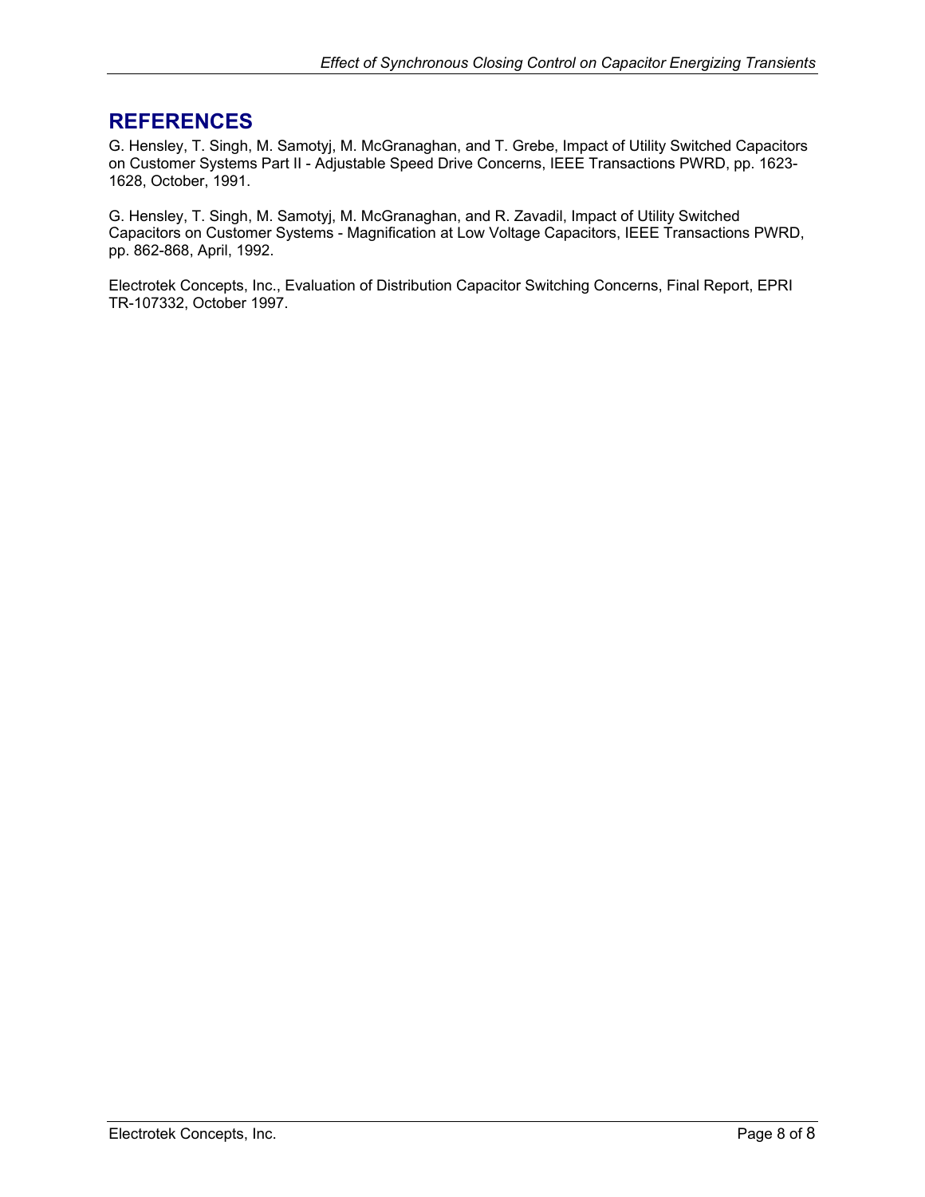## REFERENCES

G. Hensley, T. Singh, M. Samotyj, M. McGranaghan, and T. Grebe, Impact of Utility Switched Capacitors on Customer Systems Part II - Adjustable Speed Drive Concerns, IEEE Transactions PWRD, pp. 1623-1628, October, 1991.

G. Hensley, T. Singh, M. Samotyj, M. McGranaghan, and R. Zavadil, Impact of Utility Switched Capacitors on Customer Systems - Magnification at Low Voltage Capacitors, IEEE Transactions PWRD, pp. 862-868, April, 1992.

Electrotek Concepts, Inc., Evaluation of Distribution Capacitor Switching Concerns, Final Report, EPRI TR-107332, October 1997.